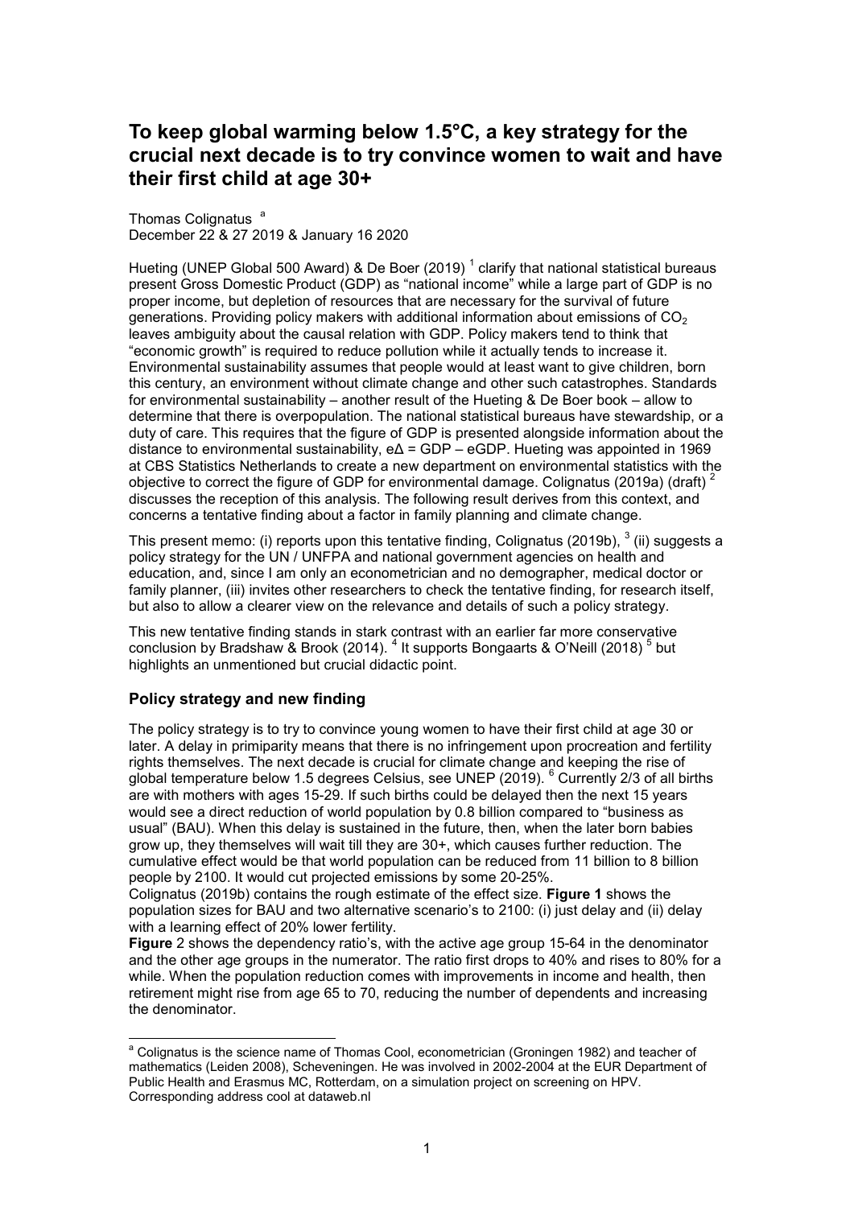# To keep global warming below 1.5°C, a key strategy for the crucial next decade is to try convince women to wait and have their first child at age 30+

Thomas Colignatus [a]
December 22 & 27 2019 & January 16 2020

Hueting (UNEP Global 500 Award) & De Boer (2019) [1] clarify that national statistical bureaus present Gross Domestic Product (GDP) as "national income" while a large part of GDP is no proper income, but depletion of resources that are necessary for the survival of future generations. Providing policy makers with additional information about emissions of $CO_2$ leaves ambiguity about the causal relation with GDP. Policy makers tend to think that "economic growth" is required to reduce pollution while it actually tends to increase it. Environmental sustainability assumes that people would at least want to give children, born this century, an environment without climate change and other such catastrophes. Standards for environmental sustainability – another result of the Hueting & De Boer book – allow to determine that there is overpopulation. The national statistical bureaus have stewardship, or a duty of care. This requires that the figure of GDP is presented alongside information about the distance to environmental sustainability, eΔ = GDP – eGDP. Hueting was appointed in 1969 at CBS Statistics Netherlands to create a new department on environmental statistics with the objective to correct the figure of GDP for environmental damage. Colignatus (2019a) (draft) [2] discusses the reception of this analysis. The following result derives from this context, and concerns a tentative finding about a factor in family planning and climate change.

This present memo: (i) reports upon this tentative finding, Colignatus (2019b), [3] (ii) suggests a policy strategy for the UN / UNFPA and national government agencies on health and education, and, since I am only an econometrician and no demographer, medical doctor or family planner, (iii) invites other researchers to check the tentative finding, for research itself, but also to allow a clearer view on the relevance and details of such a policy strategy.

This new tentative finding stands in stark contrast with an earlier far more conservative conclusion by Bradshaw & Brook (2014). [4] It supports Bongaarts & O'Neill (2018) [5] but highlights an unmentioned but crucial didactic point.

## Policy strategy and new finding

The policy strategy is to try to convince young women to have their first child at age 30 or later. A delay in primiparity means that there is no infringement upon procreation and fertility rights themselves. The next decade is crucial for climate change and keeping the rise of global temperature below 1.5 degrees Celsius, see UNEP (2019). [6] Currently 2/3 of all births are with mothers with ages 15-29. If such births could be delayed then the next 15 years would see a direct reduction of world population by 0.8 billion compared to "business as usual" (BAU). When this delay is sustained in the future, then, when the later born babies grow up, they themselves will wait till they are 30+, which causes further reduction. The cumulative effect would be that world population can be reduced from 11 billion to 8 billion people by 2100. It would cut projected emissions by some 20-25%.
Colignatus (2019b) contains the rough estimate of the effect size. **Figure 1** shows the population sizes for BAU and two alternative scenario's to 2100: (i) just delay and (ii) delay with a learning effect of 20% lower fertility.
**Figure** 2 shows the dependency ratio's, with the active age group 15-64 in the denominator and the other age groups in the numerator. The ratio first drops to 40% and rises to 80% for a while. When the population reduction comes with improvements in income and health, then retirement might rise from age 65 to 70, reducing the number of dependents and increasing the denominator.

[a] Colignatus is the science name of Thomas Cool, econometrician (Groningen 1982) and teacher of mathematics (Leiden 2008), Scheveningen. He was involved in 2002-2004 at the EUR Department of Public Health and Erasmus MC, Rotterdam, on a simulation project on screening on HPV. Corresponding address cool at dataweb.nl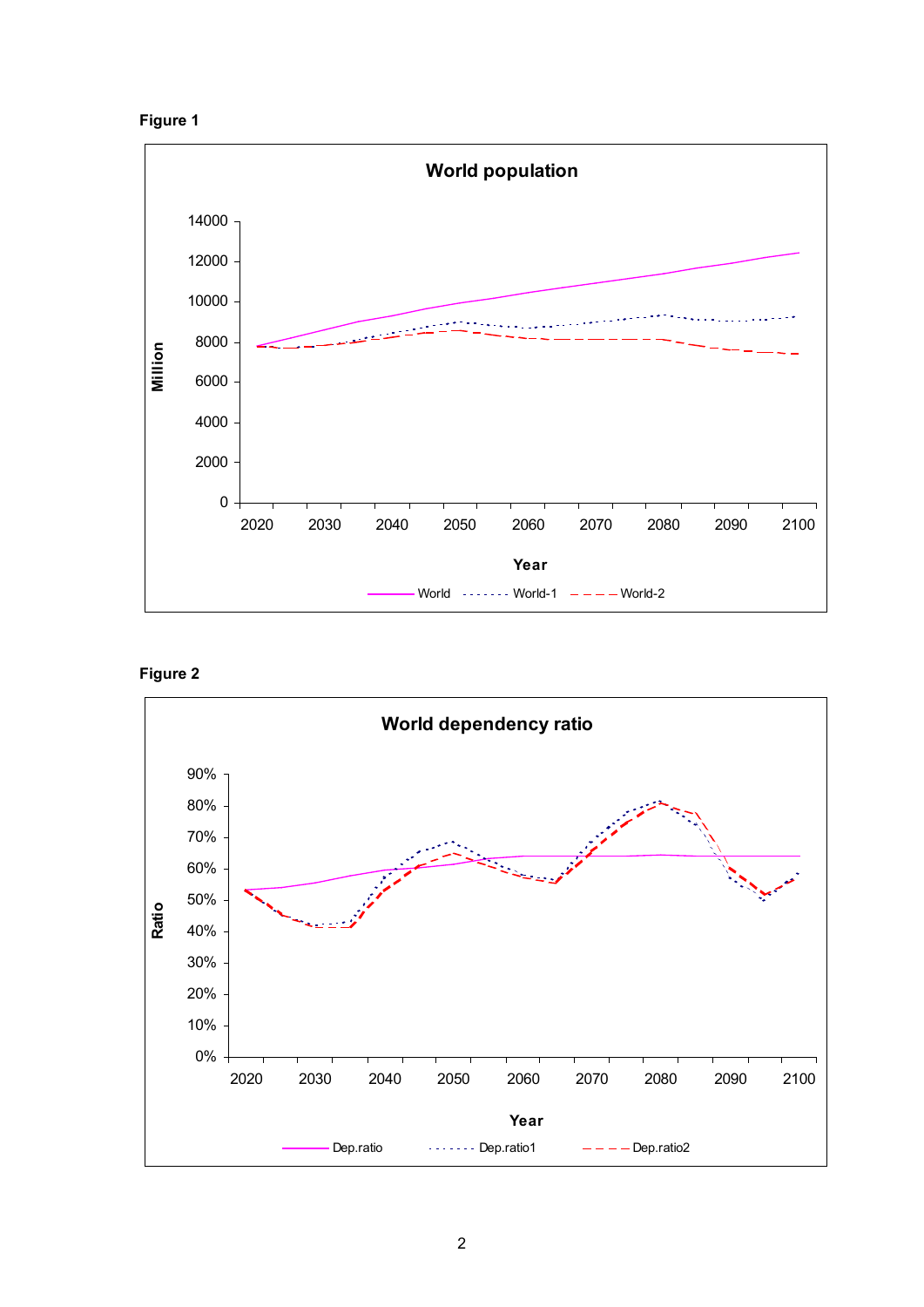**Figure 1**

**Figure 2**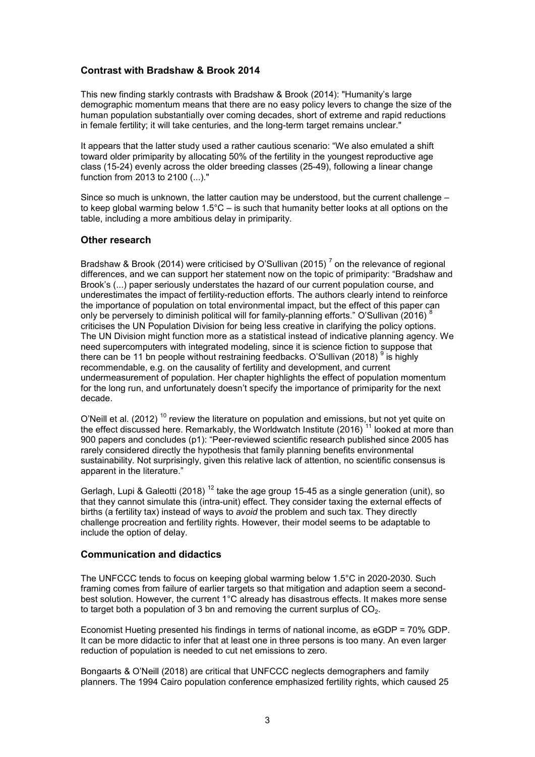### Contrast with Bradshaw & Brook 2014

This new finding starkly contrasts with Bradshaw & Brook (2014): "Humanity's large demographic momentum means that there are no easy policy levers to change the size of the human population substantially over coming decades, short of extreme and rapid reductions in female fertility; it will take centuries, and the long-term target remains unclear."

It appears that the latter study used a rather cautious scenario: "We also emulated a shift toward older primiparity by allocating 50% of the fertility in the youngest reproductive age class (15-24) evenly across the older breeding classes (25-49), following a linear change function from 2013 to 2100 (...)."

Since so much is unknown, the latter caution may be understood, but the current challenge – to keep global warming below 1.5°C – is such that humanity better looks at all options on the table, including a more ambitious delay in primiparity.

### Other research

Bradshaw & Brook (2014) were criticised by O'Sullivan (2015) [7] on the relevance of regional differences, and we can support her statement now on the topic of primiparity: "Bradshaw and Brook's (...) paper seriously understates the hazard of our current population course, and underestimates the impact of fertility-reduction efforts. The authors clearly intend to reinforce the importance of population on total environmental impact, but the effect of this paper can only be perversely to diminish political will for family-planning efforts." O'Sullivan (2016) [8] criticises the UN Population Division for being less creative in clarifying the policy options. The UN Division might function more as a statistical instead of indicative planning agency. We need supercomputers with integrated modeling, since it is science fiction to suppose that there can be 11 bn people without restraining feedbacks. O'Sullivan (2018) [9] is highly recommendable, e.g. on the causality of fertility and development, and current undermeasurement of population. Her chapter highlights the effect of population momentum for the long run, and unfortunately doesn't specify the importance of primiparity for the next decade.

O'Neill et al. (2012) [10] review the literature on population and emissions, but not yet quite on the effect discussed here. Remarkably, the Worldwatch Institute (2016) [11] looked at more than 900 papers and concludes (p1): "Peer-reviewed scientific research published since 2005 has rarely considered directly the hypothesis that family planning benefits environmental sustainability. Not surprisingly, given this relative lack of attention, no scientific consensus is apparent in the literature."

Gerlagh, Lupi & Galeotti (2018) [12] take the age group 15-45 as a single generation (unit), so that they cannot simulate this (intra-unit) effect. They consider taxing the external effects of births (a fertility tax) instead of ways to *avoid* the problem and such tax. They directly challenge procreation and fertility rights. However, their model seems to be adaptable to include the option of delay.

### Communication and didactics

The UNFCCC tends to focus on keeping global warming below 1.5°C in 2020-2030. Such framing comes from failure of earlier targets so that mitigation and adaption seem a second-best solution. However, the current 1°C already has disastrous effects. It makes more sense to target both a population of 3 bn and removing the current surplus of $CO_2$.

Economist Hueting presented his findings in terms of national income, as eGDP = 70% GDP. It can be more didactic to infer that at least one in three persons is too many. An even larger reduction of population is needed to cut net emissions to zero.

Bongaarts & O'Neill (2018) are critical that UNFCCC neglects demographers and family planners. The 1994 Cairo population conference emphasized fertility rights, which caused 25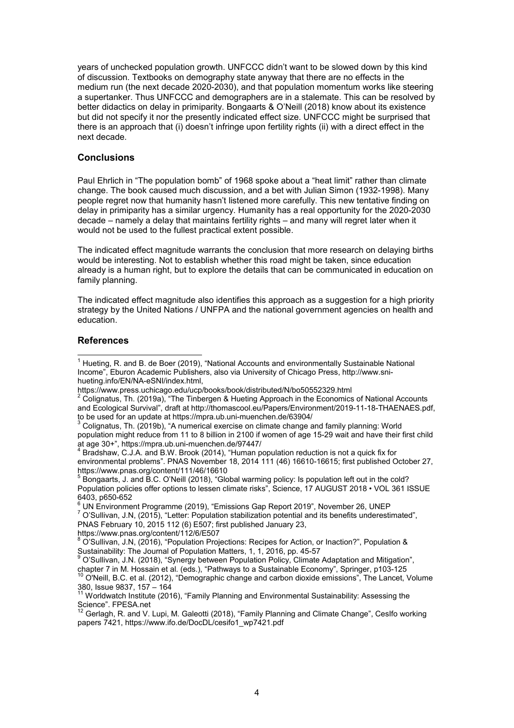years of unchecked population growth. UNFCCC didn't want to be slowed down by this kind of discussion. Textbooks on demography state anyway that there are no effects in the medium run (the next decade 2020-2030), and that population momentum works like steering a supertanker. Thus UNFCCC and demographers are in a stalemate. This can be resolved by better didactics on delay in primiparity. Bongaarts & O'Neill (2018) know about its existence but did not specify it nor the presently indicated effect size. UNFCCC might be surprised that there is an approach that (i) doesn't infringe upon fertility rights (ii) with a direct effect in the next decade.

## Conclusions

Paul Ehrlich in "The population bomb" of 1968 spoke about a "heat limit" rather than climate change. The book caused much discussion, and a bet with Julian Simon (1932-1998). Many people regret now that humanity hasn't listened more carefully. This new tentative finding on delay in primiparity has a similar urgency. Humanity has a real opportunity for the 2020-2030 decade – namely a delay that maintains fertility rights – and many will regret later when it would not be used to the fullest practical extent possible.

The indicated effect magnitude warrants the conclusion that more research on delaying births would be interesting. Not to establish whether this road might be taken, since education already is a human right, but to explore the details that can be communicated in education on family planning.

The indicated effect magnitude also identifies this approach as a suggestion for a high priority strategy by the United Nations / UNFPA and the national government agencies on health and education.

## References

[1] Hueting, R. and B. de Boer (2019), "National Accounts and environmentally Sustainable National Income", Eburon Academic Publishers, also via University of Chicago Press, http://www.sni-hueting.info/EN/NA-eSNI/index.html, https://www.press.uchicago.edu/ucp/books/book/distributed/N/bo50552329.html

[2] Colignatus, Th. (2019a), "The Tinbergen & Hueting Approach in the Economics of National Accounts and Ecological Survival", draft at http://thomascool.eu/Papers/Environment/2019-11-18-THAENAES.pdf, to be used for an update at https://mpra.ub.uni-muenchen.de/63904/

[3] Colignatus, Th. (2019b), "A numerical exercise on climate change and family planning: World population might reduce from 11 to 8 billion in 2100 if women of age 15-29 wait and have their first child at age 30+", https://mpra.ub.uni-muenchen.de/97447/

[4] Bradshaw, C.J.A. and B.W. Brook (2014), "Human population reduction is not a quick fix for environmental problems". PNAS November 18, 2014 111 (46) 16610-16615; first published October 27, https://www.pnas.org/content/111/46/16610

[5] Bongaarts, J. and B.C. O'Neill (2018), "Global warming policy: Is population left out in the cold? Population policies offer options to lessen climate risks", Science, 17 AUGUST 2018 • VOL 361 ISSUE 6403, p650-652

[6] UN Environment Programme (2019), "Emissions Gap Report 2019", November 26, UNEP

[7] O'Sullivan, J.N, (2015), "Letter: Population stabilization potential and its benefits underestimated", PNAS February 10, 2015 112 (6) E507; first published January 23, https://www.pnas.org/content/112/6/E507

[8] O'Sullivan, J.N, (2016), "Population Projections: Recipes for Action, or Inaction?", Population & Sustainability: The Journal of Population Matters, 1, 1, 2016, pp. 45-57

[9] O'Sullivan, J.N. (2018), "Synergy between Population Policy, Climate Adaptation and Mitigation", chapter 7 in M. Hossain et al. (eds.), "Pathways to a Sustainable Economy", Springer, p103-125

[10] O'Neill, B.C. et al. (2012), "Demographic change and carbon dioxide emissions", The Lancet, Volume 380, Issue 9837, 157 – 164

[11] Worldwatch Institute (2016), "Family Planning and Environmental Sustainability: Assessing the Science". FPESA.net

[12] Gerlagh, R. and V. Lupi, M. Galeotti (2018), "Family Planning and Climate Change", CesIfo working papers 7421, https://www.ifo.de/DocDL/cesifo1_wp7421.pdf